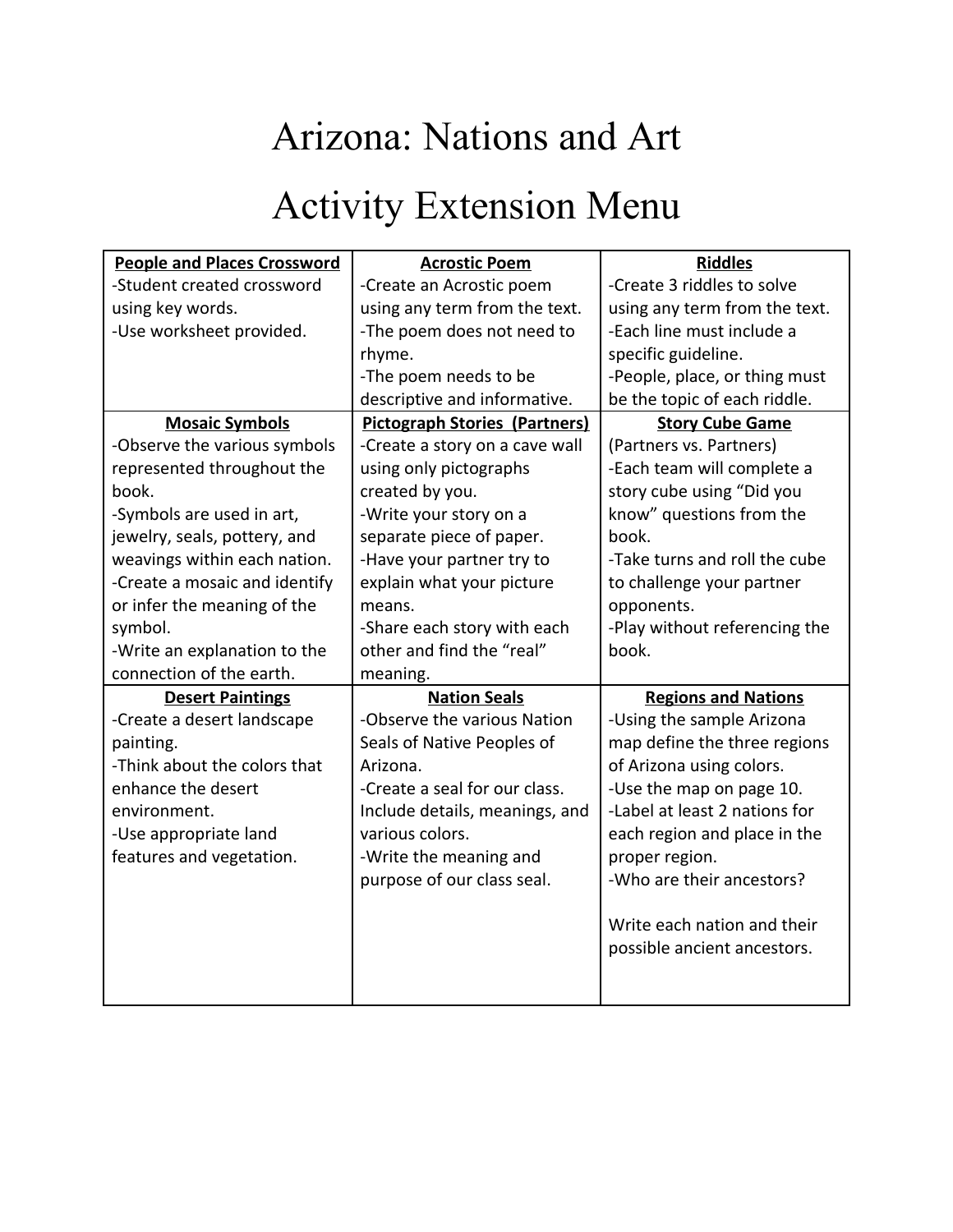# Arizona: Nations and Art

# Activity Extension Menu

| **People and Places Crossword** | **Acrostic Poem** | **Riddles** |
|---|---|---|
| -Student created crossword using key words.<br>-Use worksheet provided. | -Create an Acrostic poem using any term from the text.<br>-The poem does not need to rhyme.<br>-The poem needs to be descriptive and informative. | -Create 3 riddles to solve using any term from the text.<br>-Each line must include a specific guideline.<br>-People, place, or thing must be the topic of each riddle. |
| **Mosaic Symbols** | **Pictograph Stories (Partners)** | **Story Cube Game** |
| -Observe the various symbols represented throughout the book.<br>-Symbols are used in art, jewelry, seals, pottery, and weavings within each nation.<br>-Create a mosaic and identify or infer the meaning of the symbol.<br>-Write an explanation to the connection of the earth. | -Create a story on a cave wall using only pictographs created by you.<br>-Write your story on a separate piece of paper.<br>-Have your partner try to explain what your picture means.<br>-Share each story with each other and find the "real" meaning. | (Partners vs. Partners)<br>-Each team will complete a story cube using "Did you know" questions from the book.<br>-Take turns and roll the cube to challenge your partner opponents.<br>-Play without referencing the book. |
| **Desert Paintings** | **Nation Seals** | **Regions and Nations** |
| -Create a desert landscape painting.<br>-Think about the colors that enhance the desert environment.<br>-Use appropriate land features and vegetation. | -Observe the various Nation Seals of Native Peoples of Arizona.<br>-Create a seal for our class. Include details, meanings, and various colors.<br>-Write the meaning and purpose of our class seal. | -Using the sample Arizona map define the three regions of Arizona using colors.<br>-Use the map on page 10.<br>-Label at least 2 nations for each region and place in the proper region.<br>-Who are their ancestors?<br><br>Write each nation and their possible ancient ancestors. |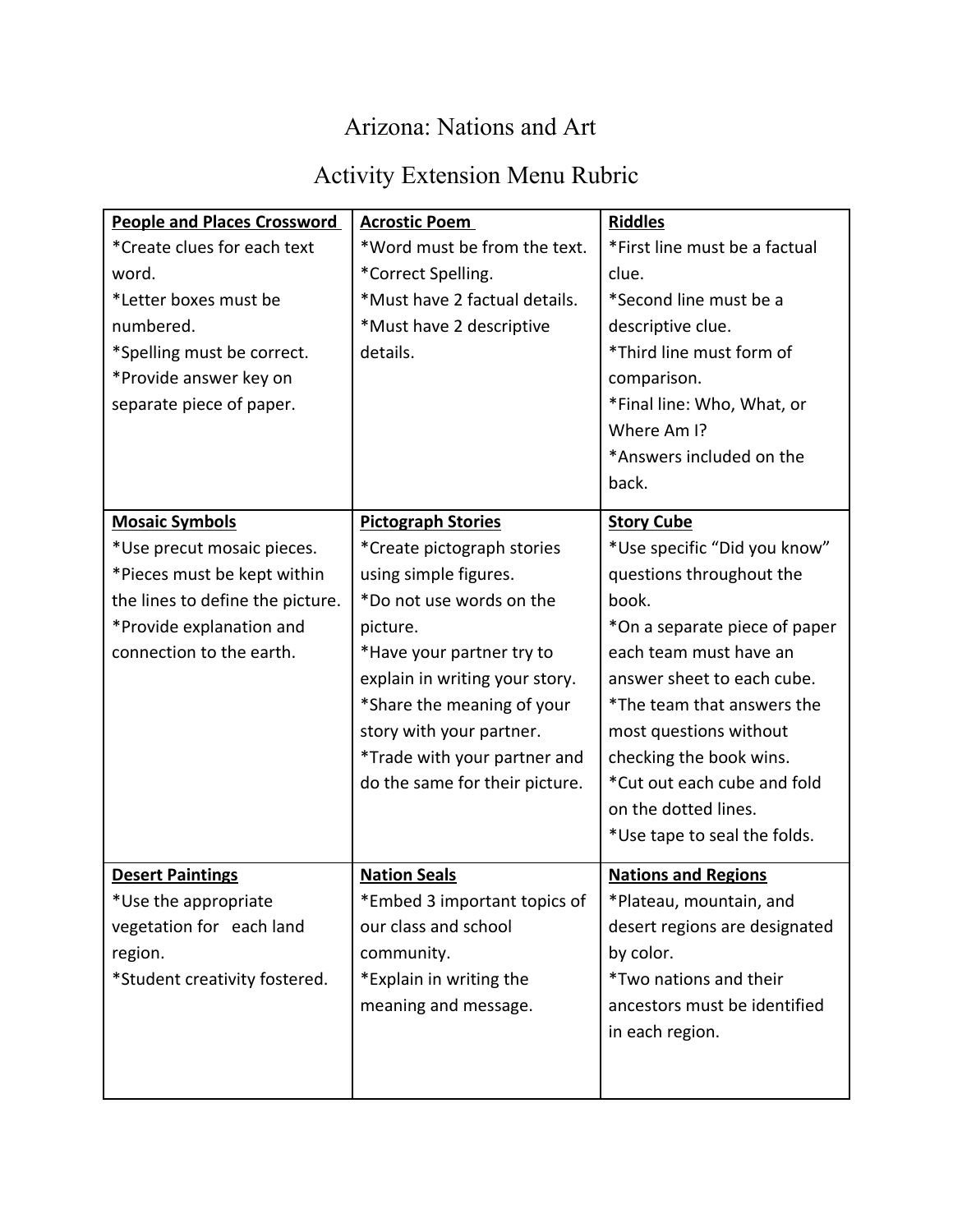# Arizona: Nations and Art

## Activity Extension Menu Rubric

| | | |
|---|---|---|
| **People and Places Crossword**<br>*Create clues for each text word.<br>*Letter boxes must be numbered.<br>*Spelling must be correct.<br>*Provide answer key on separate piece of paper. | **Acrostic Poem**<br>*Word must be from the text.<br>*Correct Spelling.<br>*Must have 2 factual details.<br>*Must have 2 descriptive details. | **Riddles**<br>*First line must be a factual clue.<br>*Second line must be a descriptive clue.<br>*Third line must form of comparison.<br>*Final line: Who, What, or Where Am I?<br>*Answers included on the back. |
| **Mosaic Symbols**<br>*Use precut mosaic pieces.<br>*Pieces must be kept within the lines to define the picture.<br>*Provide explanation and connection to the earth. | **Pictograph Stories**<br>*Create pictograph stories using simple figures.<br>*Do not use words on the picture.<br>*Have your partner try to explain in writing your story.<br>*Share the meaning of your story with your partner.<br>*Trade with your partner and do the same for their picture. | **Story Cube**<br>*Use specific "Did you know" questions throughout the book.<br>*On a separate piece of paper each team must have an answer sheet to each cube.<br>*The team that answers the most questions without checking the book wins.<br>*Cut out each cube and fold on the dotted lines.<br>*Use tape to seal the folds. |
| **Desert Paintings**<br>*Use the appropriate vegetation for each land region.<br>*Student creativity fostered. | **Nation Seals**<br>*Embed 3 important topics of our class and school community.<br>*Explain in writing the meaning and message. | **Nations and Regions**<br>*Plateau, mountain, and desert regions are designated by color.<br>*Two nations and their ancestors must be identified in each region. |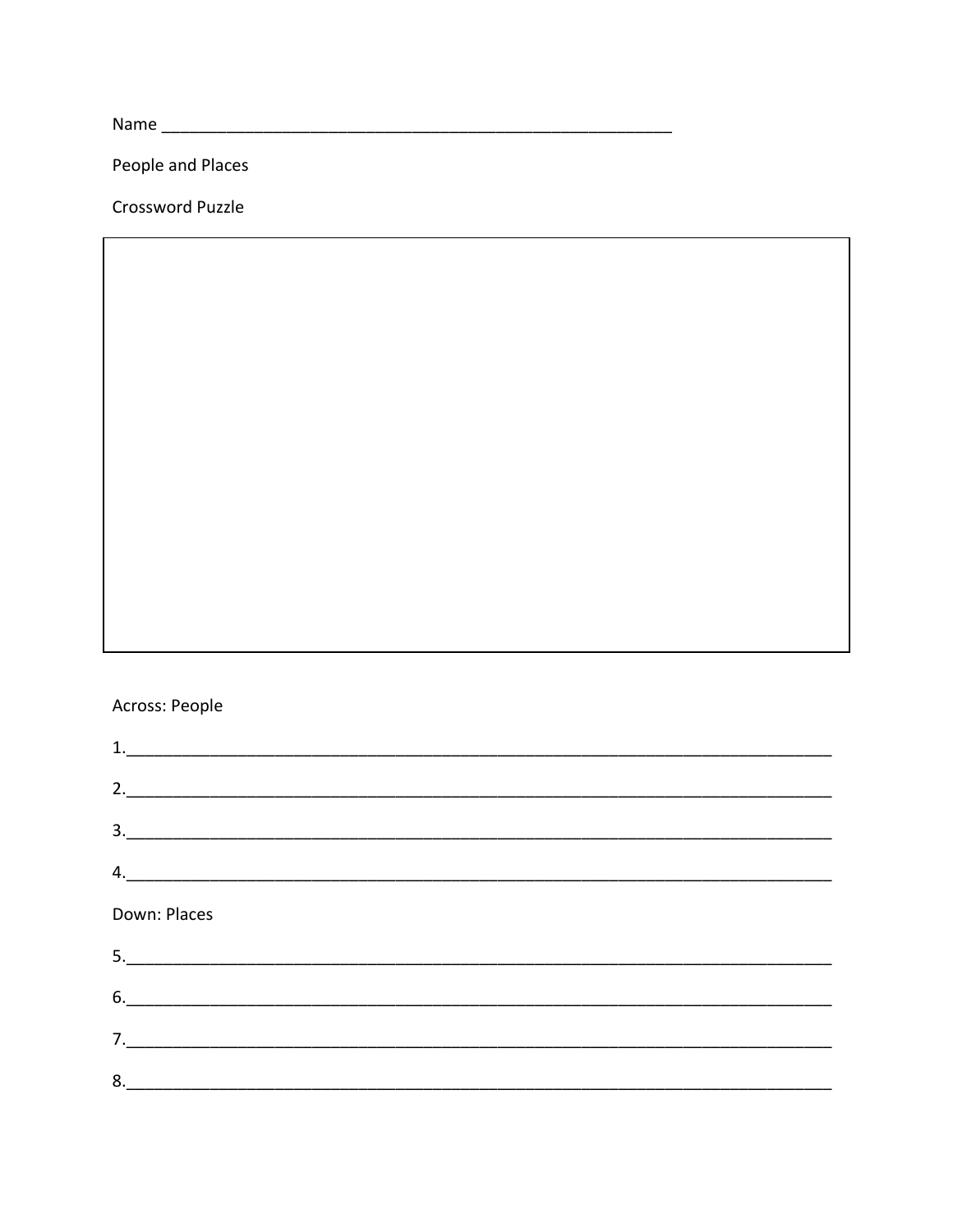Name ___________________________________________________________

People and Places

Crossword Puzzle

Across: People

1.___________________________________________________________________________

2.___________________________________________________________________________

3.___________________________________________________________________________

4.___________________________________________________________________________

Down: Places

5.___________________________________________________________________________

6.___________________________________________________________________________

7.___________________________________________________________________________

8.___________________________________________________________________________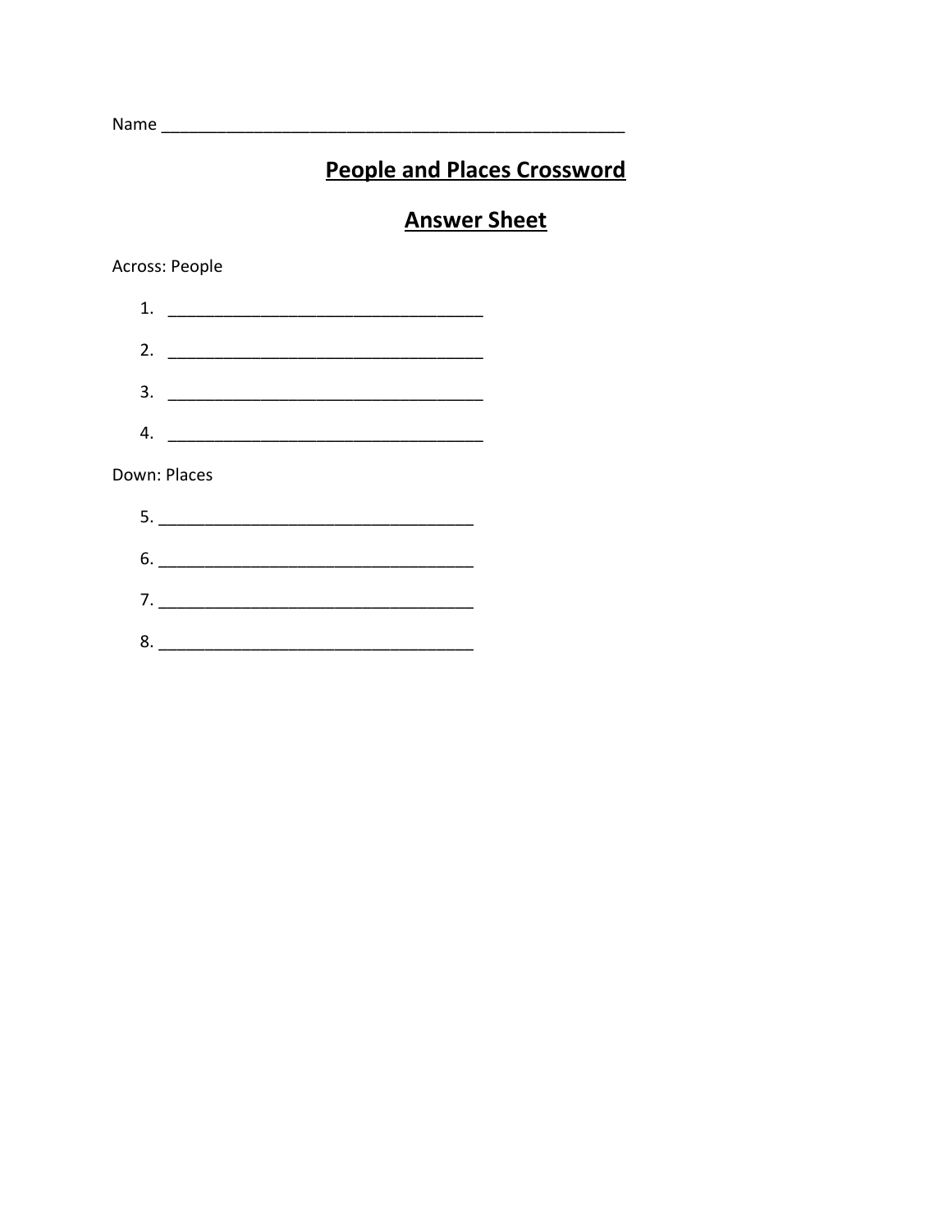Name ____________________________________________________

## People and Places Crossword

## Answer Sheet

Across: People

1. ___________________________________
2. ___________________________________
3. ___________________________________
4. ___________________________________

Down: Places

5. ___________________________________
6. ___________________________________
7. ___________________________________
8. ___________________________________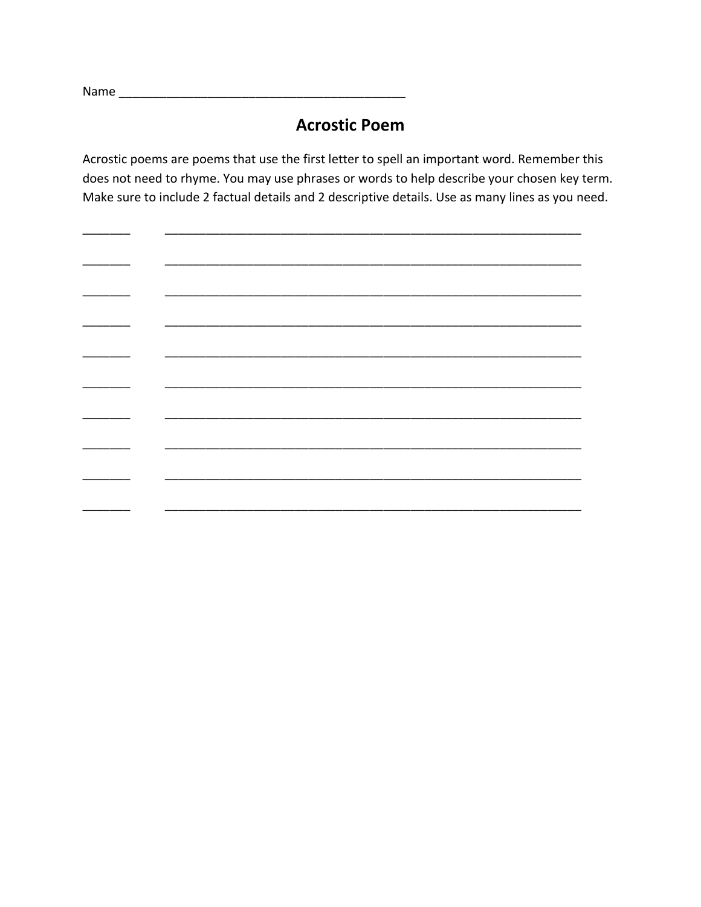Name ___________________________________________

## Acrostic Poem

Acrostic poems are poems that use the first letter to spell an important word. Remember this does not need to rhyme. You may use phrases or words to help describe your chosen key term. Make sure to include 2 factual details and 2 descriptive details. Use as many lines as you need.

_______ ______________________________________________________________

_______ ______________________________________________________________

_______ ______________________________________________________________

_______ ______________________________________________________________

_______ ______________________________________________________________

_______ ______________________________________________________________

_______ ______________________________________________________________

_______ ______________________________________________________________

_______ ______________________________________________________________

_______ ______________________________________________________________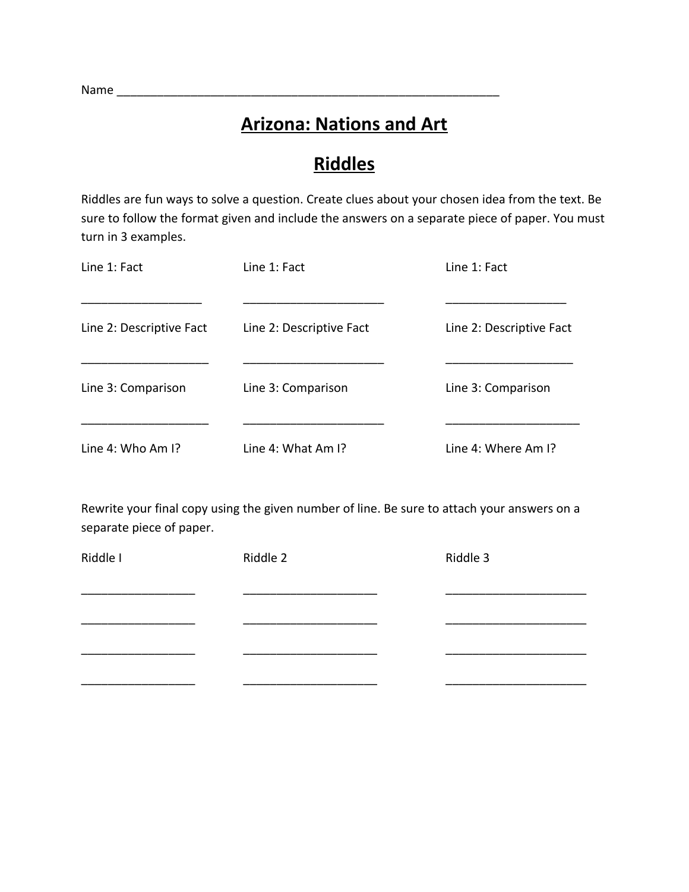Name ____________________________________________________________

# Arizona: Nations and Art

## Riddles

Riddles are fun ways to solve a question. Create clues about your chosen idea from the text. Be sure to follow the format given and include the answers on a separate piece of paper. You must turn in 3 examples.

| | | |
|---|---|---|
| Line 1: Fact | Line 1: Fact | Line 1: Fact |
| __________________ | _____________________ | __________________ |
| Line 2: Descriptive Fact | Line 2: Descriptive Fact | Line 2: Descriptive Fact |
| ___________________ | _____________________ | ___________________ |
| Line 3: Comparison | Line 3: Comparison | Line 3: Comparison |
| ___________________ | _____________________ | ____________________ |
| Line 4: Who Am I? | Line 4: What Am I? | Line 4: Where Am I? |

Rewrite your final copy using the given number of line. Be sure to attach your answers on a separate piece of paper.

| Riddle I | Riddle 2 | Riddle 3 |
|---|---|---|
| _________________ | ____________________ | _____________________ |
| _________________ | ____________________ | _____________________ |
| _________________ | ____________________ | _____________________ |
| _________________ | ____________________ | _____________________ |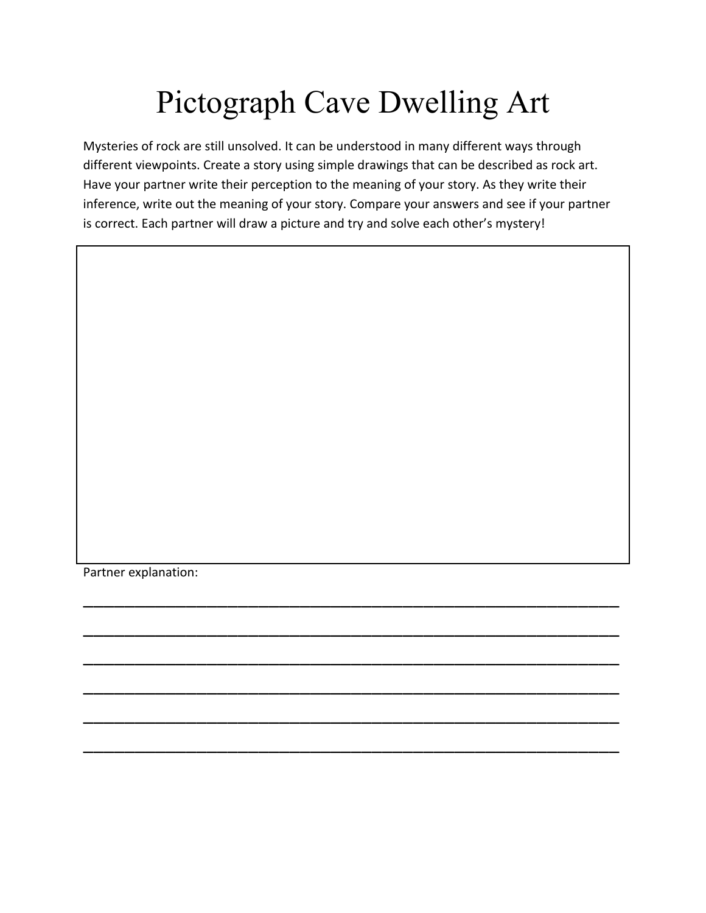# Pictograph Cave Dwelling Art

Mysteries of rock are still unsolved. It can be understood in many different ways through different viewpoints. Create a story using simple drawings that can be described as rock art. Have your partner write their perception to the meaning of your story. As they write their inference, write out the meaning of your story. Compare your answers and see if your partner is correct. Each partner will draw a picture and try and solve each other's mystery!

Partner explanation:

______________________________________________________________________

______________________________________________________________________

______________________________________________________________________

______________________________________________________________________

______________________________________________________________________

______________________________________________________________________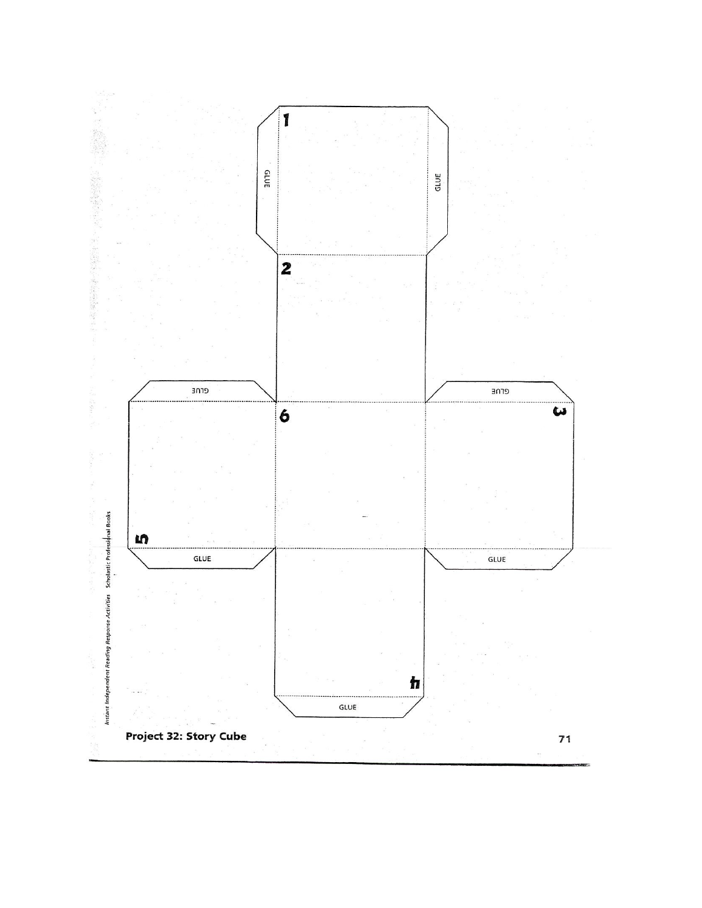1

GLUE

GLUE

2

GLUE

GLUE

6

3

5

GLUE

GLUE

4

GLUE

## Project 32: Story Cube

*Instant Independent Reading Response Activities* Scholastic Professional Books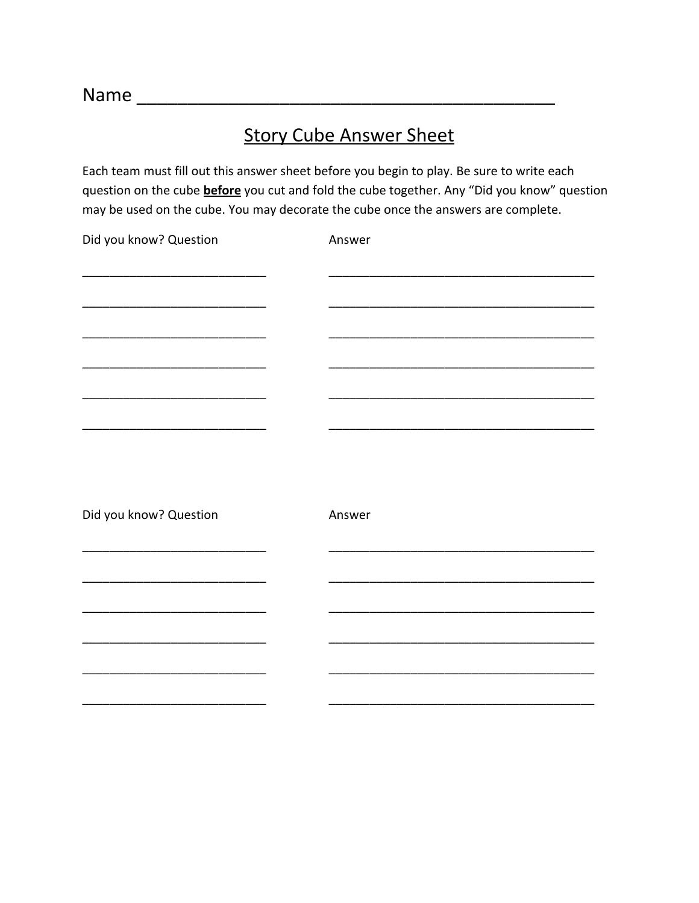Name ________________________________________

## Story Cube Answer Sheet

Each team must fill out this answer sheet before you begin to play. Be sure to write each question on the cube **before** you cut and fold the cube together. Any “Did you know” question may be used on the cube. You may decorate the cube once the answers are complete.

| Did you know? Question | Answer |
|---|---|
| ___________________________ | ________________________________________ |
| ___________________________ | ________________________________________ |
| ___________________________ | ________________________________________ |
| ___________________________ | ________________________________________ |
| ___________________________ | ________________________________________ |
| ___________________________ | ________________________________________ |

| Did you know? Question | Answer |
|---|---|
| ___________________________ | ________________________________________ |
| ___________________________ | ________________________________________ |
| ___________________________ | ________________________________________ |
| ___________________________ | ________________________________________ |
| ___________________________ | ________________________________________ |
| ___________________________ | ________________________________________ |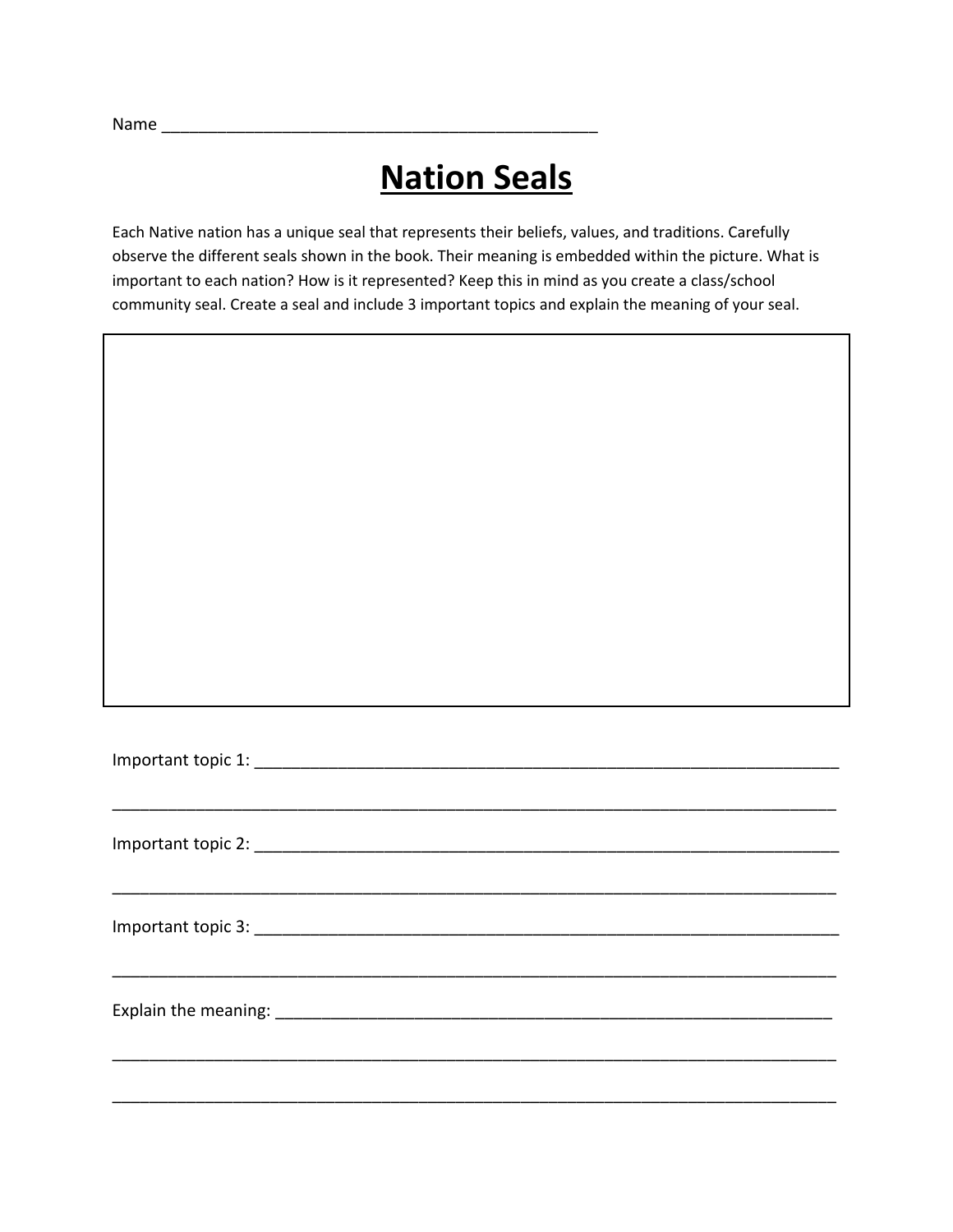Name ________________________________________________

# Nation Seals

Each Native nation has a unique seal that represents their beliefs, values, and traditions. Carefully observe the different seals shown in the book. Their meaning is embedded within the picture. What is important to each nation? How is it represented? Keep this in mind as you create a class/school community seal. Create a seal and include 3 important topics and explain the meaning of your seal.

Important topic 1: ____________________________________________________________

______________________________________________________________________________

Important topic 2: ____________________________________________________________

______________________________________________________________________________

Important topic 3: ____________________________________________________________

______________________________________________________________________________

Explain the meaning: __________________________________________________________

______________________________________________________________________________

______________________________________________________________________________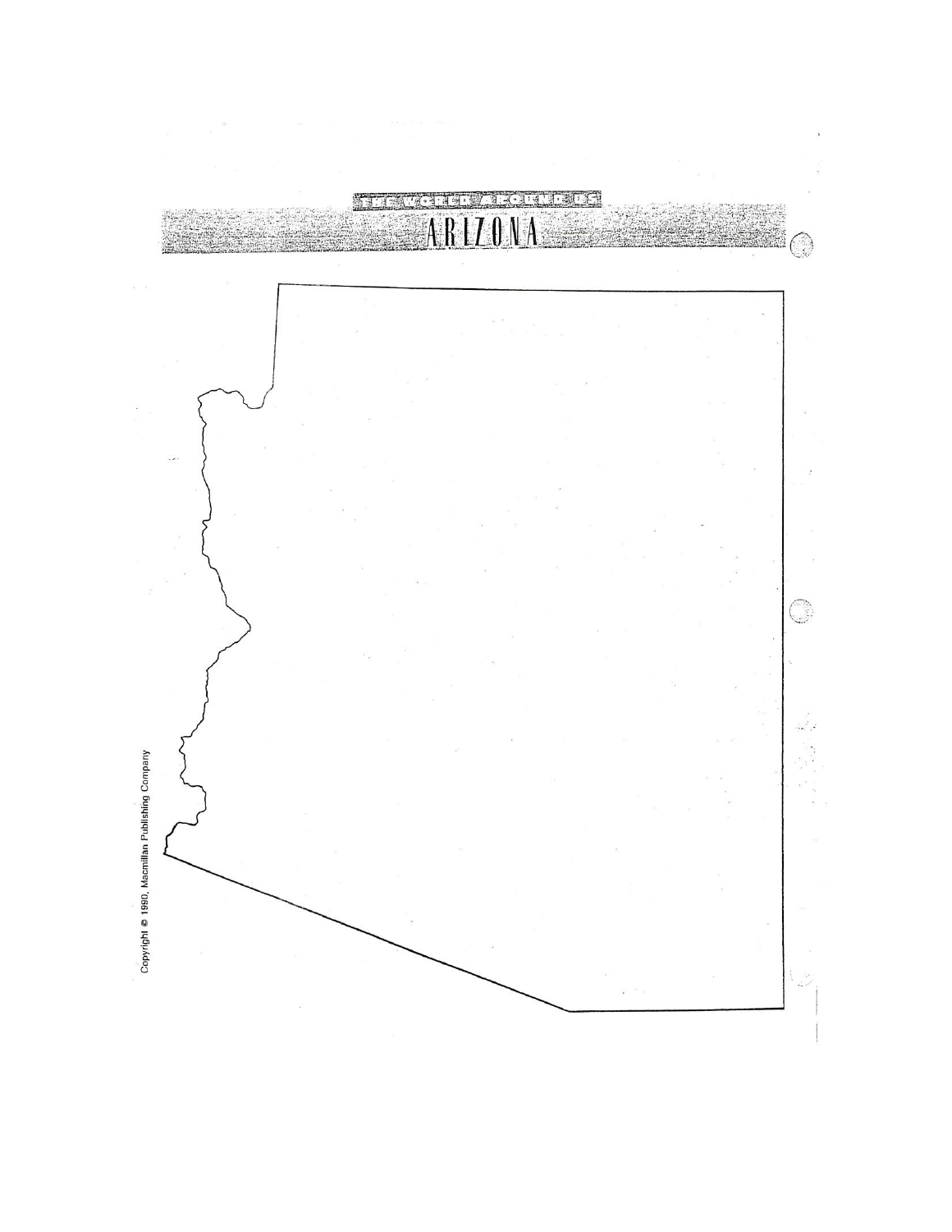THE WORLD AROUND US

# ARIZONA

Copyright © 1990, Macmillan Publishing Company